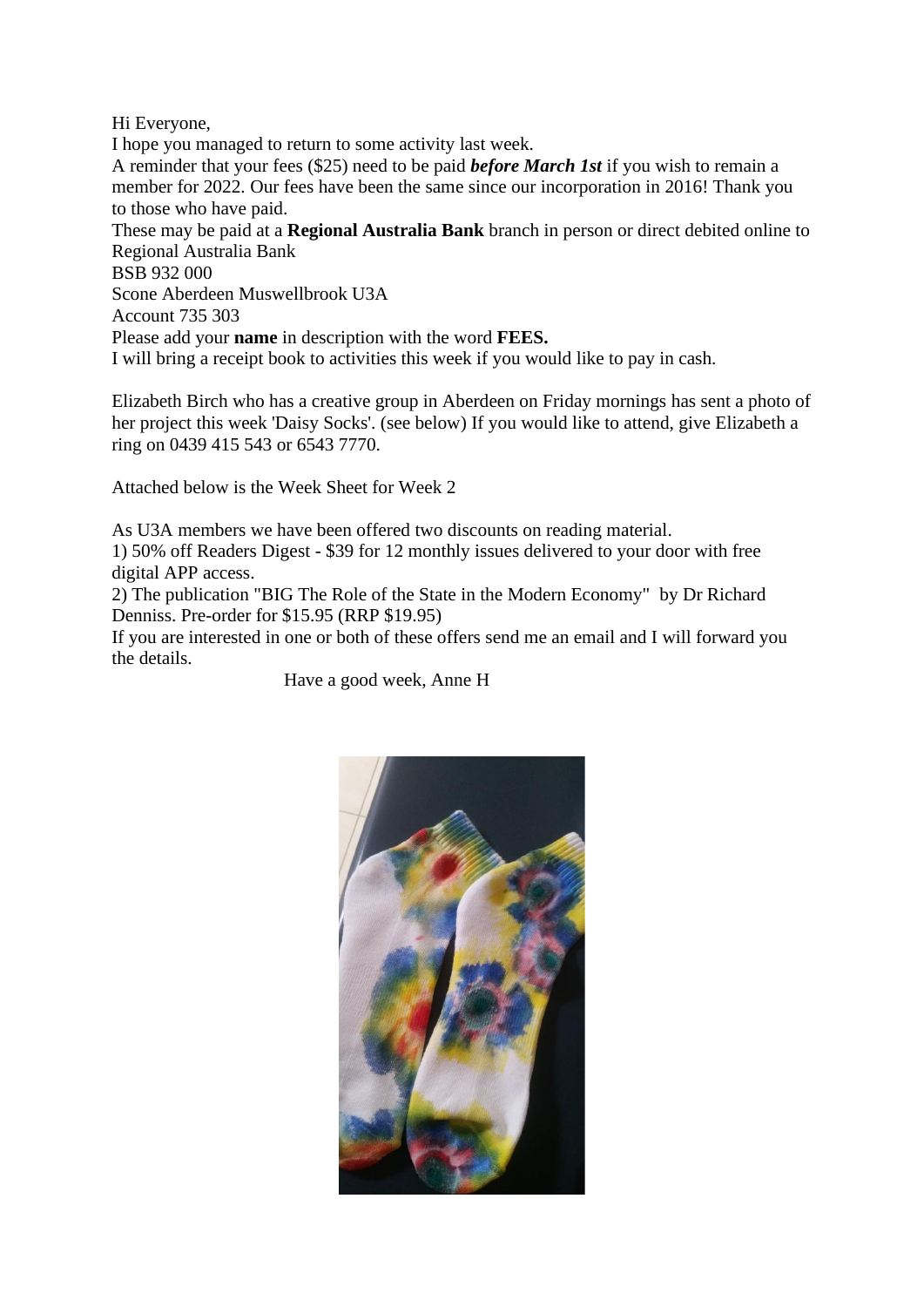Hi Everyone,
I hope you managed to return to some activity last week.
A reminder that your fees ($25) need to be paid ***before March 1st*** if you wish to remain a member for 2022. Our fees have been the same since our incorporation in 2016! Thank you to those who have paid.
These may be paid at a **Regional Australia Bank** branch in person or direct debited online to Regional Australia Bank
BSB 932 000
Scone Aberdeen Muswellbrook U3A
Account 735 303
Please add your **name** in description with the word **FEES.**
I will bring a receipt book to activities this week if you would like to pay in cash.

Elizabeth Birch who has a creative group in Aberdeen on Friday mornings has sent a photo of her project this week 'Daisy Socks'. (see below) If you would like to attend, give Elizabeth a ring on 0439 415 543 or 6543 7770.

Attached below is the Week Sheet for Week 2

As U3A members we have been offered two discounts on reading material.
1) 50% off Readers Digest - $39 for 12 monthly issues delivered to your door with free digital APP access.
2) The publication "BIG The Role of the State in the Modern Economy" by Dr Richard Denniss. Pre-order for $15.95 (RRP $19.95)
If you are interested in one or both of these offers send me an email and I will forward you the details.

Have a good week, Anne H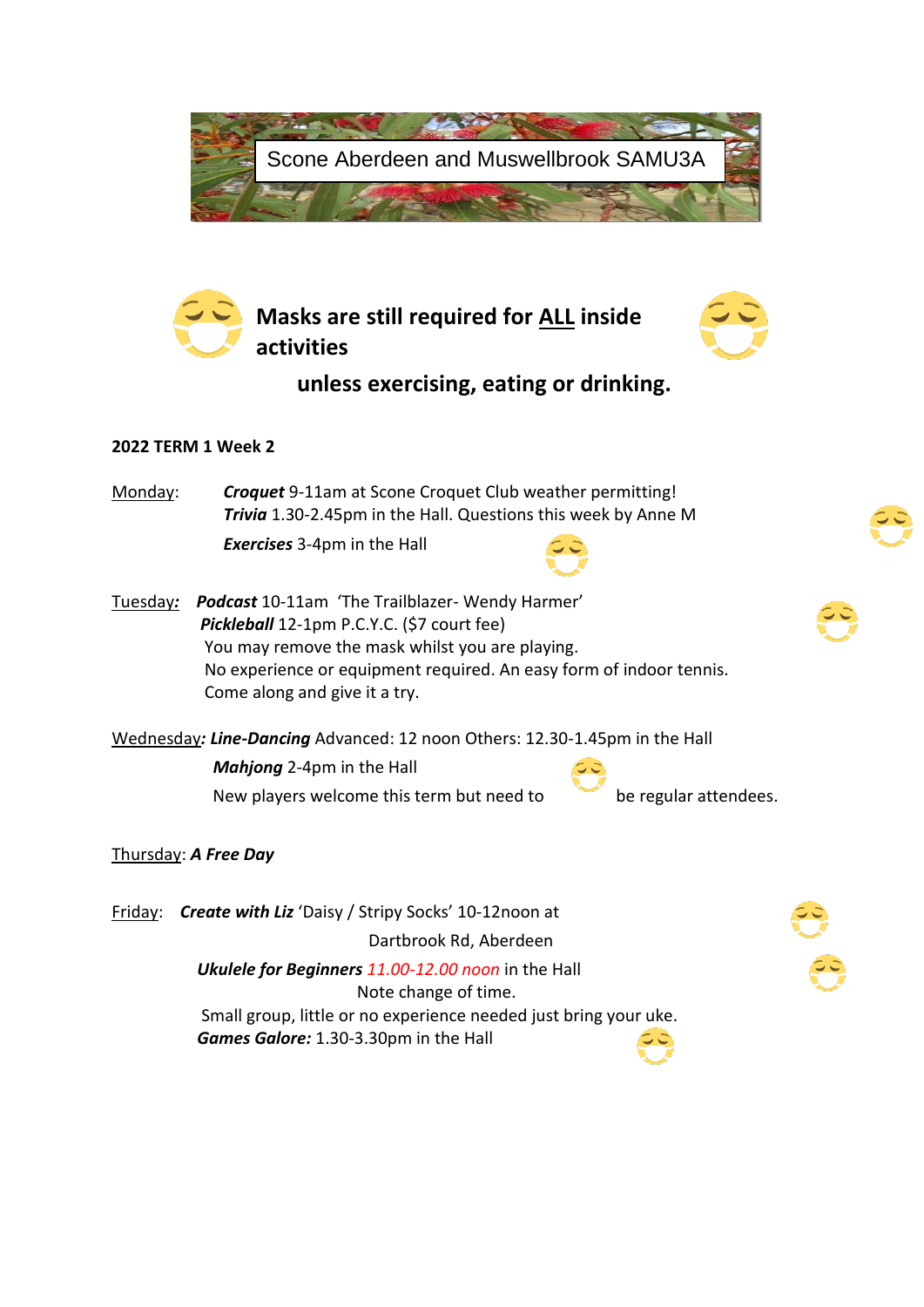Scone Aberdeen and Muswellbrook SAMU3A

**Masks are still required for ALL inside activities**

**unless exercising, eating or drinking.**

**2022 TERM 1 Week 2**

Monday: ***Croquet*** 9-11am at Scone Croquet Club weather permitting!
***Trivia*** 1.30-2.45pm in the Hall. Questions this week by Anne M
***Exercises*** 3-4pm in the Hall

Tuesday: ***Podcast*** 10-11am 'The Trailblazer- Wendy Harmer'
***Pickleball*** 12-1pm P.C.Y.C. ($7 court fee)
You may remove the mask whilst you are playing.
No experience or equipment required. An easy form of indoor tennis.
Come along and give it a try.

Wednesday: ***Line-Dancing*** Advanced: 12 noon Others: 12.30-1.45pm in the Hall
***Mahjong*** 2-4pm in the Hall
New players welcome this term but need to be regular attendees.

Thursday: ***A Free Day***

Friday: ***Create with Liz*** 'Daisy / Stripy Socks' 10-12noon at Dartbrook Rd, Aberdeen
***Ukulele for Beginners*** *11.00-12.00 noon* in the Hall
Note change of time.
Small group, little or no experience needed just bring your uke.
***Games Galore:*** 1.30-3.30pm in the Hall